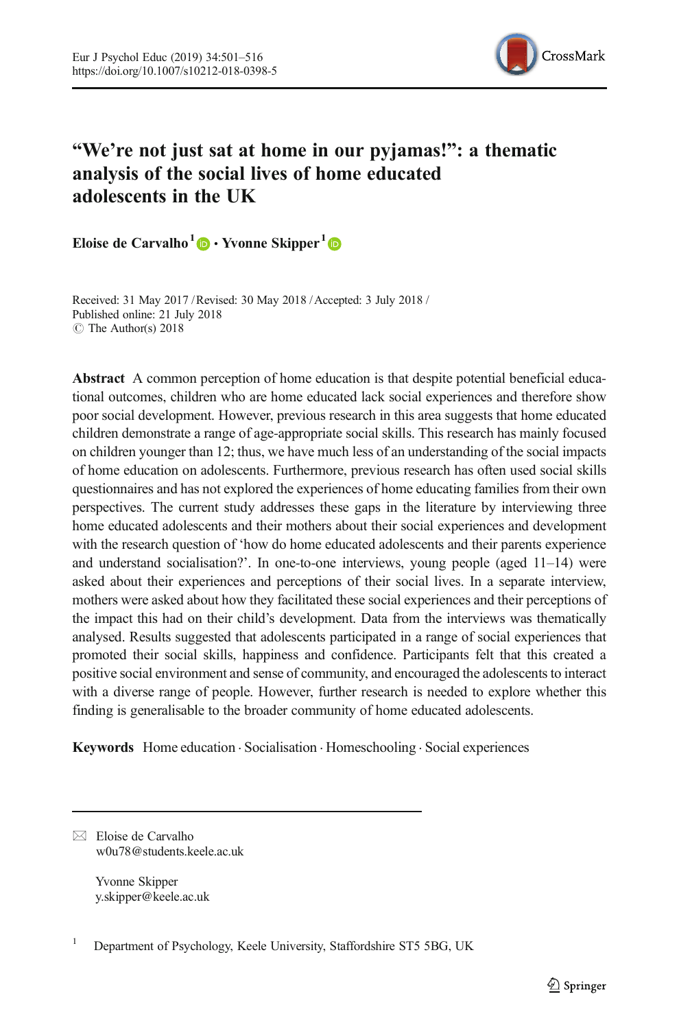# "We're not just sat at home in our pyjamas!": a thematic analysis of the social lives of home educated adolescents in the UK

**Eloise de Carvalho**[1] **· Yvonne Skipper**[1]

Received: 31 May 2017 / Revised: 30 May 2018 / Accepted: 3 July 2018 /
Published online: 21 July 2018
© The Author(s) 2018

**Abstract** A common perception of home education is that despite potential beneficial educational outcomes, children who are home educated lack social experiences and therefore show poor social development. However, previous research in this area suggests that home educated children demonstrate a range of age-appropriate social skills. This research has mainly focused on children younger than 12; thus, we have much less of an understanding of the social impacts of home education on adolescents. Furthermore, previous research has often used social skills questionnaires and has not explored the experiences of home educating families from their own perspectives. The current study addresses these gaps in the literature by interviewing three home educated adolescents and their mothers about their social experiences and development with the research question of 'how do home educated adolescents and their parents experience and understand socialisation?'. In one-to-one interviews, young people (aged 11–14) were asked about their experiences and perceptions of their social lives. In a separate interview, mothers were asked about how they facilitated these social experiences and their perceptions of the impact this had on their child's development. Data from the interviews was thematically analysed. Results suggested that adolescents participated in a range of social experiences that promoted their social skills, happiness and confidence. Participants felt that this created a positive social environment and sense of community, and encouraged the adolescents to interact with a diverse range of people. However, further research is needed to explore whether this finding is generalisable to the broader community of home educated adolescents.

**Keywords** Home education · Socialisation · Homeschooling · Social experiences

---

✉ Eloise de Carvalho
w0u78@students.keele.ac.uk

Yvonne Skipper
y.skipper@keele.ac.uk

[1] Department of Psychology, Keele University, Staffordshire ST5 5BG, UK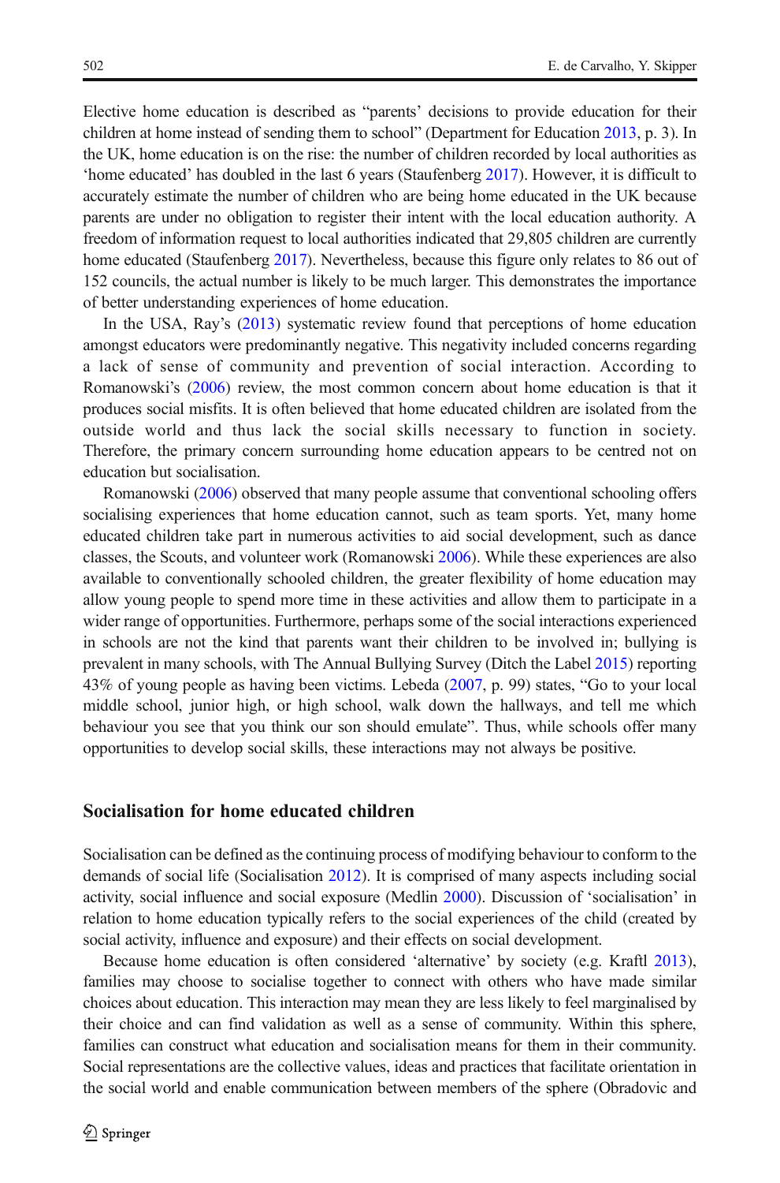Elective home education is described as "parents' decisions to provide education for their children at home instead of sending them to school" (Department for Education 2013, p. 3). In the UK, home education is on the rise: the number of children recorded by local authorities as 'home educated' has doubled in the last 6 years (Staufenberg 2017). However, it is difficult to accurately estimate the number of children who are being home educated in the UK because parents are under no obligation to register their intent with the local education authority. A freedom of information request to local authorities indicated that 29,805 children are currently home educated (Staufenberg 2017). Nevertheless, because this figure only relates to 86 out of 152 councils, the actual number is likely to be much larger. This demonstrates the importance of better understanding experiences of home education.

In the USA, Ray's (2013) systematic review found that perceptions of home education amongst educators were predominantly negative. This negativity included concerns regarding a lack of sense of community and prevention of social interaction. According to Romanowski's (2006) review, the most common concern about home education is that it produces social misfits. It is often believed that home educated children are isolated from the outside world and thus lack the social skills necessary to function in society. Therefore, the primary concern surrounding home education appears to be centred not on education but socialisation.

Romanowski (2006) observed that many people assume that conventional schooling offers socialising experiences that home education cannot, such as team sports. Yet, many home educated children take part in numerous activities to aid social development, such as dance classes, the Scouts, and volunteer work (Romanowski 2006). While these experiences are also available to conventionally schooled children, the greater flexibility of home education may allow young people to spend more time in these activities and allow them to participate in a wider range of opportunities. Furthermore, perhaps some of the social interactions experienced in schools are not the kind that parents want their children to be involved in; bullying is prevalent in many schools, with The Annual Bullying Survey (Ditch the Label 2015) reporting 43% of young people as having been victims. Lebeda (2007, p. 99) states, "Go to your local middle school, junior high, or high school, walk down the hallways, and tell me which behaviour you see that you think our son should emulate". Thus, while schools offer many opportunities to develop social skills, these interactions may not always be positive.

## Socialisation for home educated children

Socialisation can be defined as the continuing process of modifying behaviour to conform to the demands of social life (Socialisation 2012). It is comprised of many aspects including social activity, social influence and social exposure (Medlin 2000). Discussion of 'socialisation' in relation to home education typically refers to the social experiences of the child (created by social activity, influence and exposure) and their effects on social development.

Because home education is often considered 'alternative' by society (e.g. Kraftl 2013), families may choose to socialise together to connect with others who have made similar choices about education. This interaction may mean they are less likely to feel marginalised by their choice and can find validation as well as a sense of community. Within this sphere, families can construct what education and socialisation means for them in their community. Social representations are the collective values, ideas and practices that facilitate orientation in the social world and enable communication between members of the sphere (Obradovic and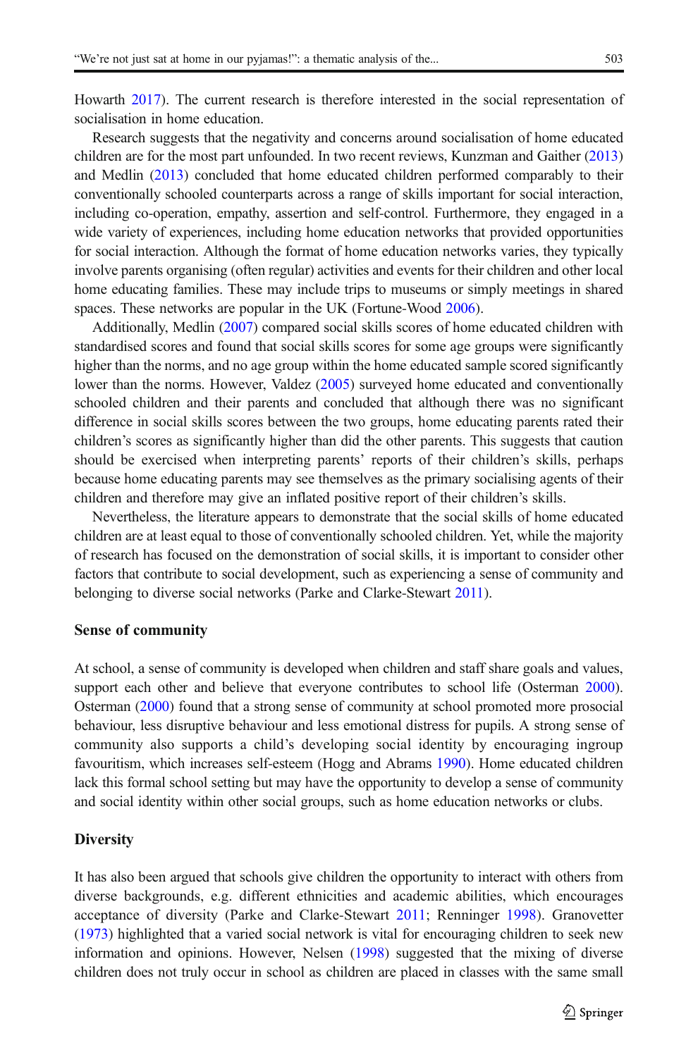Howarth 2017). The current research is therefore interested in the social representation of socialisation in home education.

Research suggests that the negativity and concerns around socialisation of home educated children are for the most part unfounded. In two recent reviews, Kunzman and Gaither (2013) and Medlin (2013) concluded that home educated children performed comparably to their conventionally schooled counterparts across a range of skills important for social interaction, including co-operation, empathy, assertion and self-control. Furthermore, they engaged in a wide variety of experiences, including home education networks that provided opportunities for social interaction. Although the format of home education networks varies, they typically involve parents organising (often regular) activities and events for their children and other local home educating families. These may include trips to museums or simply meetings in shared spaces. These networks are popular in the UK (Fortune-Wood 2006).

Additionally, Medlin (2007) compared social skills scores of home educated children with standardised scores and found that social skills scores for some age groups were significantly higher than the norms, and no age group within the home educated sample scored significantly lower than the norms. However, Valdez (2005) surveyed home educated and conventionally schooled children and their parents and concluded that although there was no significant difference in social skills scores between the two groups, home educating parents rated their children's scores as significantly higher than did the other parents. This suggests that caution should be exercised when interpreting parents' reports of their children's skills, perhaps because home educating parents may see themselves as the primary socialising agents of their children and therefore may give an inflated positive report of their children's skills.

Nevertheless, the literature appears to demonstrate that the social skills of home educated children are at least equal to those of conventionally schooled children. Yet, while the majority of research has focused on the demonstration of social skills, it is important to consider other factors that contribute to social development, such as experiencing a sense of community and belonging to diverse social networks (Parke and Clarke-Stewart 2011).

### Sense of community

At school, a sense of community is developed when children and staff share goals and values, support each other and believe that everyone contributes to school life (Osterman 2000). Osterman (2000) found that a strong sense of community at school promoted more prosocial behaviour, less disruptive behaviour and less emotional distress for pupils. A strong sense of community also supports a child's developing social identity by encouraging ingroup favouritism, which increases self-esteem (Hogg and Abrams 1990). Home educated children lack this formal school setting but may have the opportunity to develop a sense of community and social identity within other social groups, such as home education networks or clubs.

### Diversity

It has also been argued that schools give children the opportunity to interact with others from diverse backgrounds, e.g. different ethnicities and academic abilities, which encourages acceptance of diversity (Parke and Clarke-Stewart 2011; Renninger 1998). Granovetter (1973) highlighted that a varied social network is vital for encouraging children to seek new information and opinions. However, Nelsen (1998) suggested that the mixing of diverse children does not truly occur in school as children are placed in classes with the same small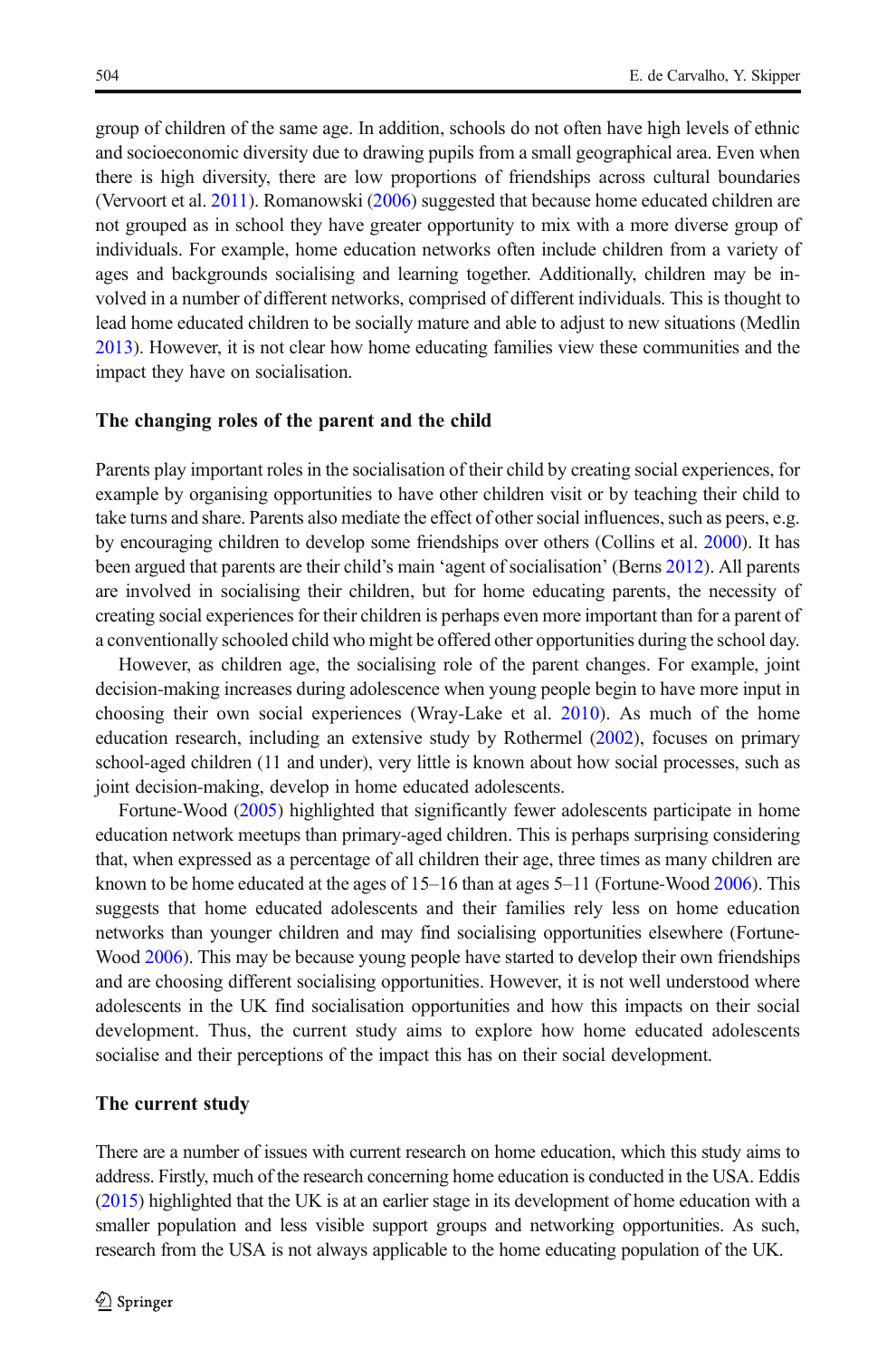group of children of the same age. In addition, schools do not often have high levels of ethnic and socioeconomic diversity due to drawing pupils from a small geographical area. Even when there is high diversity, there are low proportions of friendships across cultural boundaries (Vervoort et al. 2011). Romanowski (2006) suggested that because home educated children are not grouped as in school they have greater opportunity to mix with a more diverse group of individuals. For example, home education networks often include children from a variety of ages and backgrounds socialising and learning together. Additionally, children may be involved in a number of different networks, comprised of different individuals. This is thought to lead home educated children to be socially mature and able to adjust to new situations (Medlin 2013). However, it is not clear how home educating families view these communities and the impact they have on socialisation.

### The changing roles of the parent and the child

Parents play important roles in the socialisation of their child by creating social experiences, for example by organising opportunities to have other children visit or by teaching their child to take turns and share. Parents also mediate the effect of other social influences, such as peers, e.g. by encouraging children to develop some friendships over others (Collins et al. 2000). It has been argued that parents are their child's main 'agent of socialisation' (Berns 2012). All parents are involved in socialising their children, but for home educating parents, the necessity of creating social experiences for their children is perhaps even more important than for a parent of a conventionally schooled child who might be offered other opportunities during the school day.

However, as children age, the socialising role of the parent changes. For example, joint decision-making increases during adolescence when young people begin to have more input in choosing their own social experiences (Wray-Lake et al. 2010). As much of the home education research, including an extensive study by Rothermel (2002), focuses on primary school-aged children (11 and under), very little is known about how social processes, such as joint decision-making, develop in home educated adolescents.

Fortune-Wood (2005) highlighted that significantly fewer adolescents participate in home education network meetups than primary-aged children. This is perhaps surprising considering that, when expressed as a percentage of all children their age, three times as many children are known to be home educated at the ages of 15–16 than at ages 5–11 (Fortune-Wood 2006). This suggests that home educated adolescents and their families rely less on home education networks than younger children and may find socialising opportunities elsewhere (Fortune-Wood 2006). This may be because young people have started to develop their own friendships and are choosing different socialising opportunities. However, it is not well understood where adolescents in the UK find socialisation opportunities and how this impacts on their social development. Thus, the current study aims to explore how home educated adolescents socialise and their perceptions of the impact this has on their social development.

### The current study

There are a number of issues with current research on home education, which this study aims to address. Firstly, much of the research concerning home education is conducted in the USA. Eddis (2015) highlighted that the UK is at an earlier stage in its development of home education with a smaller population and less visible support groups and networking opportunities. As such, research from the USA is not always applicable to the home educating population of the UK.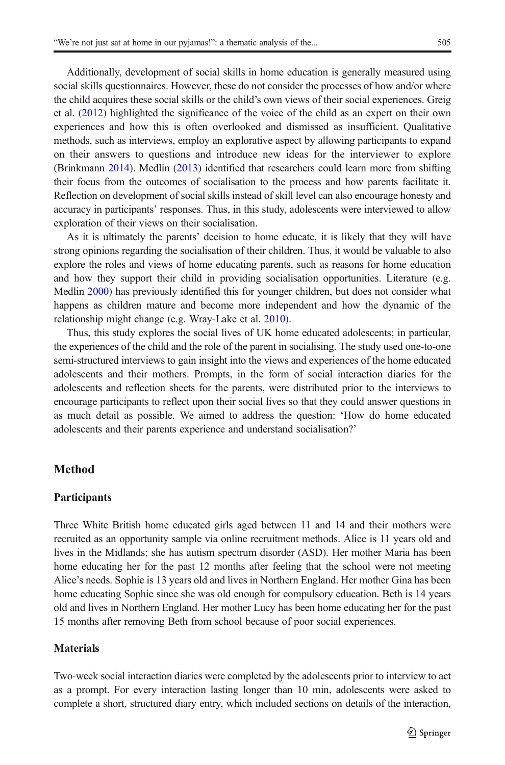Additionally, development of social skills in home education is generally measured using social skills questionnaires. However, these do not consider the processes of how and/or where the child acquires these social skills or the child's own views of their social experiences. Greig et al. (2012) highlighted the significance of the voice of the child as an expert on their own experiences and how this is often overlooked and dismissed as insufficient. Qualitative methods, such as interviews, employ an explorative aspect by allowing participants to expand on their answers to questions and introduce new ideas for the interviewer to explore (Brinkmann 2014). Medlin (2013) identified that researchers could learn more from shifting their focus from the outcomes of socialisation to the process and how parents facilitate it. Reflection on development of social skills instead of skill level can also encourage honesty and accuracy in participants' responses. Thus, in this study, adolescents were interviewed to allow exploration of their views on their socialisation.

As it is ultimately the parents' decision to home educate, it is likely that they will have strong opinions regarding the socialisation of their children. Thus, it would be valuable to also explore the roles and views of home educating parents, such as reasons for home education and how they support their child in providing socialisation opportunities. Literature (e.g. Medlin 2000) has previously identified this for younger children, but does not consider what happens as children mature and become more independent and how the dynamic of the relationship might change (e.g. Wray-Lake et al. 2010).

Thus, this study explores the social lives of UK home educated adolescents; in particular, the experiences of the child and the role of the parent in socialising. The study used one-to-one semi-structured interviews to gain insight into the views and experiences of the home educated adolescents and their mothers. Prompts, in the form of social interaction diaries for the adolescents and reflection sheets for the parents, were distributed prior to the interviews to encourage participants to reflect upon their social lives so that they could answer questions in as much detail as possible. We aimed to address the question: 'How do home educated adolescents and their parents experience and understand socialisation?'

## Method

### Participants

Three White British home educated girls aged between 11 and 14 and their mothers were recruited as an opportunity sample via online recruitment methods. Alice is 11 years old and lives in the Midlands; she has autism spectrum disorder (ASD). Her mother Maria has been home educating her for the past 12 months after feeling that the school were not meeting Alice's needs. Sophie is 13 years old and lives in Northern England. Her mother Gina has been home educating Sophie since she was old enough for compulsory education. Beth is 14 years old and lives in Northern England. Her mother Lucy has been home educating her for the past 15 months after removing Beth from school because of poor social experiences.

### Materials

Two-week social interaction diaries were completed by the adolescents prior to interview to act as a prompt. For every interaction lasting longer than 10 min, adolescents were asked to complete a short, structured diary entry, which included sections on details of the interaction,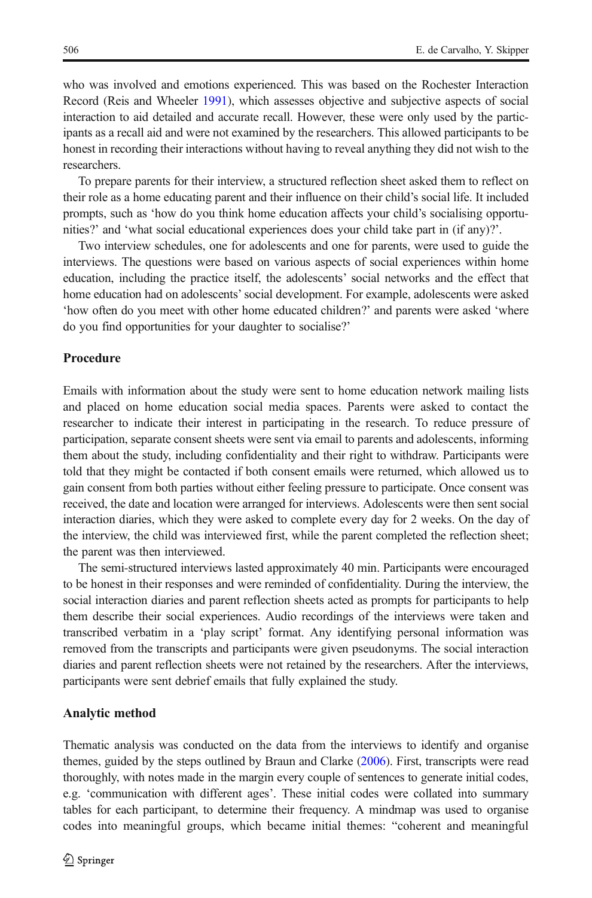who was involved and emotions experienced. This was based on the Rochester Interaction Record (Reis and Wheeler 1991), which assesses objective and subjective aspects of social interaction to aid detailed and accurate recall. However, these were only used by the participants as a recall aid and were not examined by the researchers. This allowed participants to be honest in recording their interactions without having to reveal anything they did not wish to the researchers.

To prepare parents for their interview, a structured reflection sheet asked them to reflect on their role as a home educating parent and their influence on their child's social life. It included prompts, such as 'how do you think home education affects your child's socialising opportunities?' and 'what social educational experiences does your child take part in (if any)?'.

Two interview schedules, one for adolescents and one for parents, were used to guide the interviews. The questions were based on various aspects of social experiences within home education, including the practice itself, the adolescents' social networks and the effect that home education had on adolescents' social development. For example, adolescents were asked 'how often do you meet with other home educated children?' and parents were asked 'where do you find opportunities for your daughter to socialise?'

### Procedure

Emails with information about the study were sent to home education network mailing lists and placed on home education social media spaces. Parents were asked to contact the researcher to indicate their interest in participating in the research. To reduce pressure of participation, separate consent sheets were sent via email to parents and adolescents, informing them about the study, including confidentiality and their right to withdraw. Participants were told that they might be contacted if both consent emails were returned, which allowed us to gain consent from both parties without either feeling pressure to participate. Once consent was received, the date and location were arranged for interviews. Adolescents were then sent social interaction diaries, which they were asked to complete every day for 2 weeks. On the day of the interview, the child was interviewed first, while the parent completed the reflection sheet; the parent was then interviewed.

The semi-structured interviews lasted approximately 40 min. Participants were encouraged to be honest in their responses and were reminded of confidentiality. During the interview, the social interaction diaries and parent reflection sheets acted as prompts for participants to help them describe their social experiences. Audio recordings of the interviews were taken and transcribed verbatim in a 'play script' format. Any identifying personal information was removed from the transcripts and participants were given pseudonyms. The social interaction diaries and parent reflection sheets were not retained by the researchers. After the interviews, participants were sent debrief emails that fully explained the study.

### Analytic method

Thematic analysis was conducted on the data from the interviews to identify and organise themes, guided by the steps outlined by Braun and Clarke (2006). First, transcripts were read thoroughly, with notes made in the margin every couple of sentences to generate initial codes, e.g. 'communication with different ages'. These initial codes were collated into summary tables for each participant, to determine their frequency. A mindmap was used to organise codes into meaningful groups, which became initial themes: "coherent and meaningful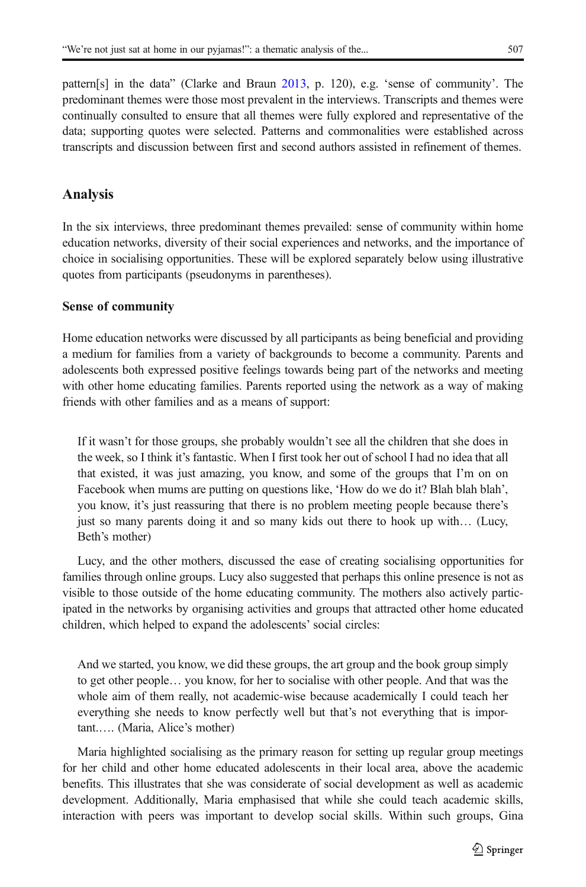pattern[s] in the data" (Clarke and Braun 2013, p. 120), e.g. 'sense of community'. The predominant themes were those most prevalent in the interviews. Transcripts and themes were continually consulted to ensure that all themes were fully explored and representative of the data; supporting quotes were selected. Patterns and commonalities were established across transcripts and discussion between first and second authors assisted in refinement of themes.

## Analysis

In the six interviews, three predominant themes prevailed: sense of community within home education networks, diversity of their social experiences and networks, and the importance of choice in socialising opportunities. These will be explored separately below using illustrative quotes from participants (pseudonyms in parentheses).

### Sense of community

Home education networks were discussed by all participants as being beneficial and providing a medium for families from a variety of backgrounds to become a community. Parents and adolescents both expressed positive feelings towards being part of the networks and meeting with other home educating families. Parents reported using the network as a way of making friends with other families and as a means of support:

> If it wasn't for those groups, she probably wouldn't see all the children that she does in the week, so I think it's fantastic. When I first took her out of school I had no idea that all that existed, it was just amazing, you know, and some of the groups that I'm on on Facebook when mums are putting on questions like, 'How do we do it? Blah blah blah', you know, it's just reassuring that there is no problem meeting people because there's just so many parents doing it and so many kids out there to hook up with… (Lucy, Beth's mother)

Lucy, and the other mothers, discussed the ease of creating socialising opportunities for families through online groups. Lucy also suggested that perhaps this online presence is not as visible to those outside of the home educating community. The mothers also actively participated in the networks by organising activities and groups that attracted other home educated children, which helped to expand the adolescents' social circles:

> And we started, you know, we did these groups, the art group and the book group simply to get other people… you know, for her to socialise with other people. And that was the whole aim of them really, not academic-wise because academically I could teach her everything she needs to know perfectly well but that's not everything that is important.…. (Maria, Alice's mother)

Maria highlighted socialising as the primary reason for setting up regular group meetings for her child and other home educated adolescents in their local area, above the academic benefits. This illustrates that she was considerate of social development as well as academic development. Additionally, Maria emphasised that while she could teach academic skills, interaction with peers was important to develop social skills. Within such groups, Gina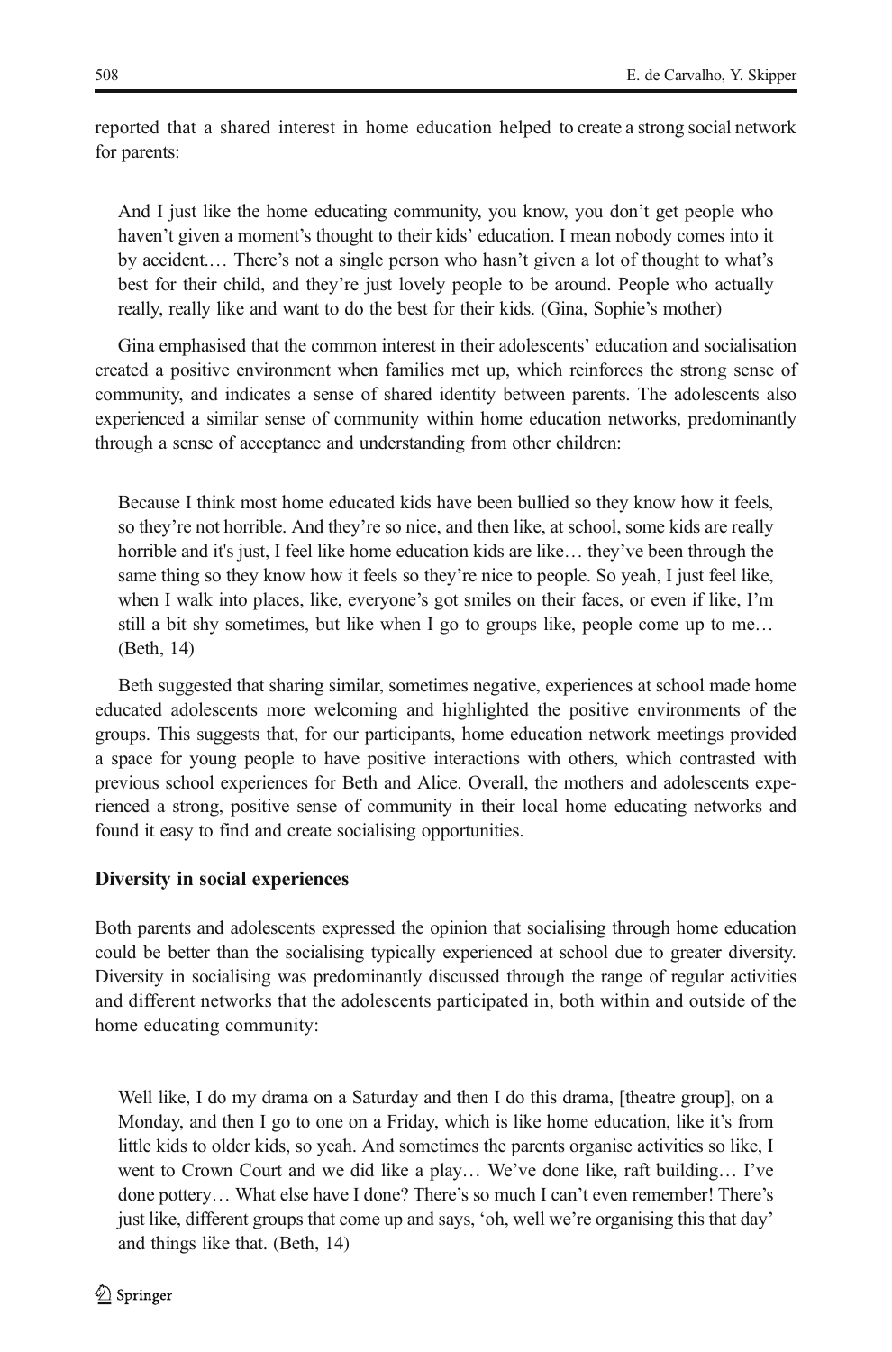reported that a shared interest in home education helped to create a strong social network for parents:

> And I just like the home educating community, you know, you don't get people who haven't given a moment's thought to their kids' education. I mean nobody comes into it by accident.… There's not a single person who hasn't given a lot of thought to what's best for their child, and they're just lovely people to be around. People who actually really, really like and want to do the best for their kids. (Gina, Sophie's mother)

Gina emphasised that the common interest in their adolescents' education and socialisation created a positive environment when families met up, which reinforces the strong sense of community, and indicates a sense of shared identity between parents. The adolescents also experienced a similar sense of community within home education networks, predominantly through a sense of acceptance and understanding from other children:

> Because I think most home educated kids have been bullied so they know how it feels, so they're not horrible. And they're so nice, and then like, at school, some kids are really horrible and it's just, I feel like home education kids are like… they've been through the same thing so they know how it feels so they're nice to people. So yeah, I just feel like, when I walk into places, like, everyone's got smiles on their faces, or even if like, I'm still a bit shy sometimes, but like when I go to groups like, people come up to me… (Beth, 14)

Beth suggested that sharing similar, sometimes negative, experiences at school made home educated adolescents more welcoming and highlighted the positive environments of the groups. This suggests that, for our participants, home education network meetings provided a space for young people to have positive interactions with others, which contrasted with previous school experiences for Beth and Alice. Overall, the mothers and adolescents experienced a strong, positive sense of community in their local home educating networks and found it easy to find and create socialising opportunities.

### Diversity in social experiences

Both parents and adolescents expressed the opinion that socialising through home education could be better than the socialising typically experienced at school due to greater diversity. Diversity in socialising was predominantly discussed through the range of regular activities and different networks that the adolescents participated in, both within and outside of the home educating community:

> Well like, I do my drama on a Saturday and then I do this drama, [theatre group], on a Monday, and then I go to one on a Friday, which is like home education, like it's from little kids to older kids, so yeah. And sometimes the parents organise activities so like, I went to Crown Court and we did like a play… We've done like, raft building… I've done pottery… What else have I done? There's so much I can't even remember! There's just like, different groups that come up and says, 'oh, well we're organising this that day' and things like that. (Beth, 14)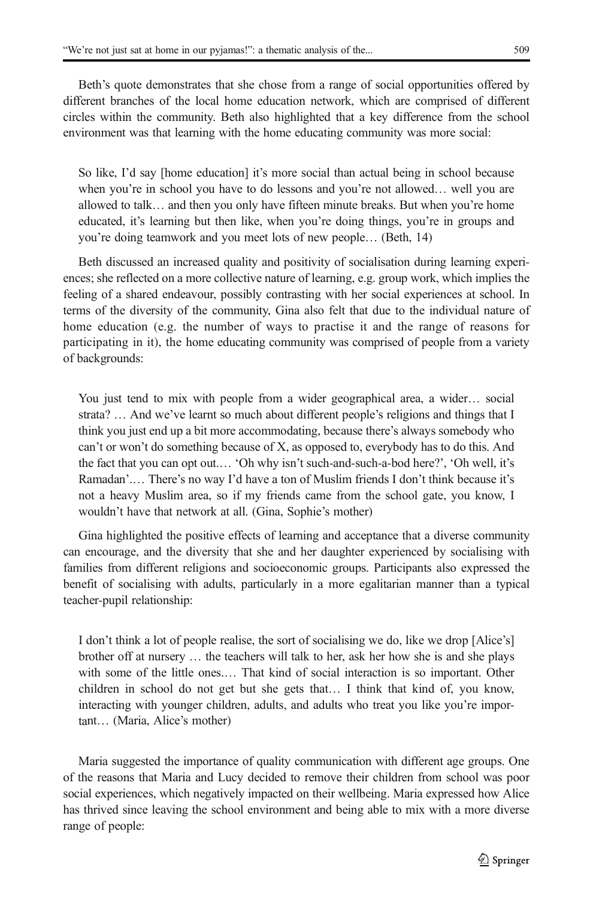Beth's quote demonstrates that she chose from a range of social opportunities offered by different branches of the local home education network, which are comprised of different circles within the community. Beth also highlighted that a key difference from the school environment was that learning with the home educating community was more social:

> So like, I'd say [home education] it's more social than actual being in school because when you're in school you have to do lessons and you're not allowed… well you are allowed to talk… and then you only have fifteen minute breaks. But when you're home educated, it's learning but then like, when you're doing things, you're in groups and you're doing teamwork and you meet lots of new people… (Beth, 14)

Beth discussed an increased quality and positivity of socialisation during learning experiences; she reflected on a more collective nature of learning, e.g. group work, which implies the feeling of a shared endeavour, possibly contrasting with her social experiences at school. In terms of the diversity of the community, Gina also felt that due to the individual nature of home education (e.g. the number of ways to practise it and the range of reasons for participating in it), the home educating community was comprised of people from a variety of backgrounds:

> You just tend to mix with people from a wider geographical area, a wider… social strata? … And we've learnt so much about different people's religions and things that I think you just end up a bit more accommodating, because there's always somebody who can't or won't do something because of X, as opposed to, everybody has to do this. And the fact that you can opt out.… 'Oh why isn't such-and-such-a-bod here?', 'Oh well, it's Ramadan'.… There's no way I'd have a ton of Muslim friends I don't think because it's not a heavy Muslim area, so if my friends came from the school gate, you know, I wouldn't have that network at all. (Gina, Sophie's mother)

Gina highlighted the positive effects of learning and acceptance that a diverse community can encourage, and the diversity that she and her daughter experienced by socialising with families from different religions and socioeconomic groups. Participants also expressed the benefit of socialising with adults, particularly in a more egalitarian manner than a typical teacher-pupil relationship:

> I don't think a lot of people realise, the sort of socialising we do, like we drop [Alice's] brother off at nursery … the teachers will talk to her, ask her how she is and she plays with some of the little ones.… That kind of social interaction is so important. Other children in school do not get but she gets that… I think that kind of, you know, interacting with younger children, adults, and adults who treat you like you're important… (Maria, Alice's mother)

Maria suggested the importance of quality communication with different age groups. One of the reasons that Maria and Lucy decided to remove their children from school was poor social experiences, which negatively impacted on their wellbeing. Maria expressed how Alice has thrived since leaving the school environment and being able to mix with a more diverse range of people: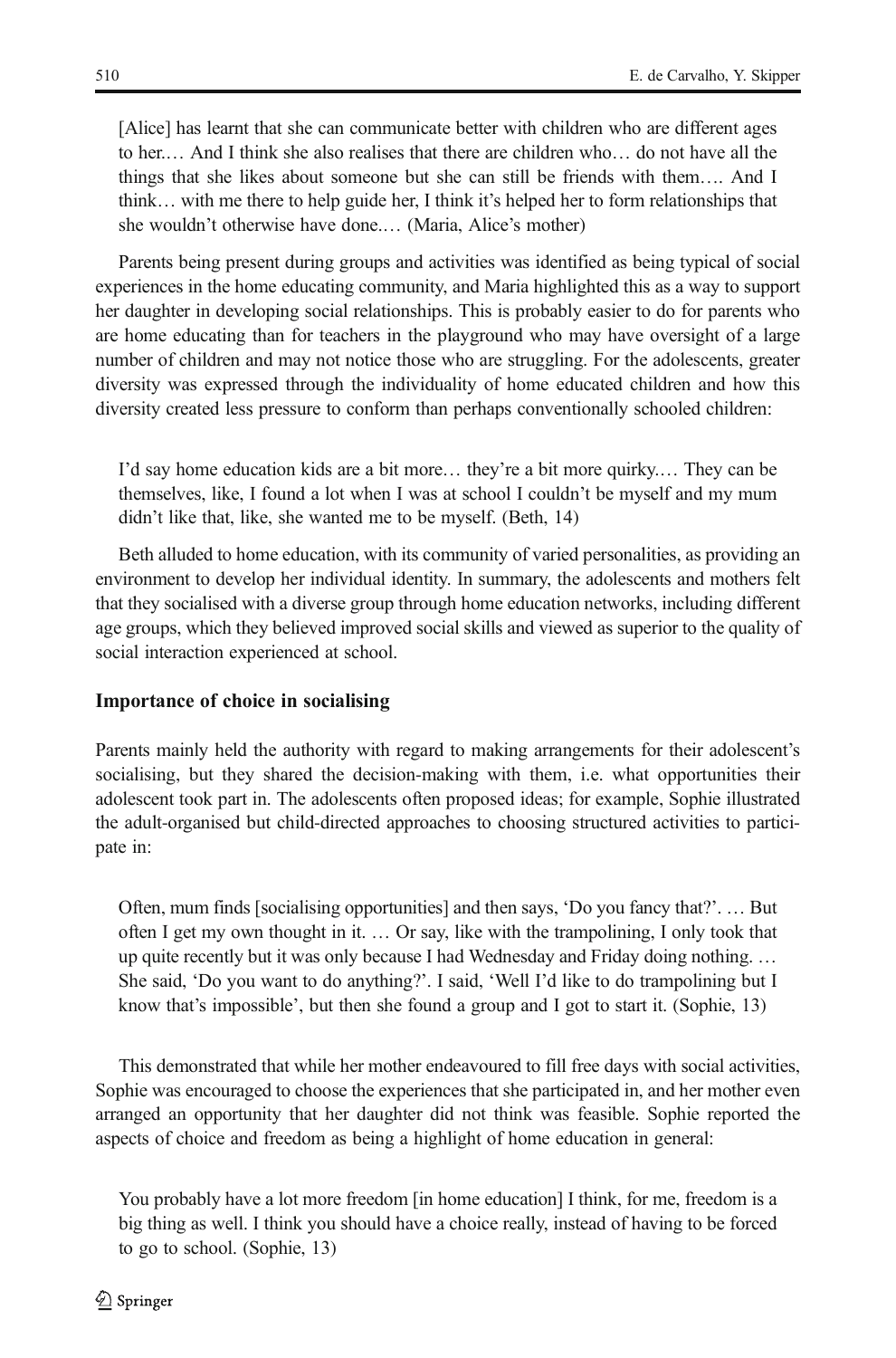[Alice] has learnt that she can communicate better with children who are different ages to her.… And I think she also realises that there are children who… do not have all the things that she likes about someone but she can still be friends with them…. And I think… with me there to help guide her, I think it's helped her to form relationships that she wouldn't otherwise have done.… (Maria, Alice's mother)

Parents being present during groups and activities was identified as being typical of social experiences in the home educating community, and Maria highlighted this as a way to support her daughter in developing social relationships. This is probably easier to do for parents who are home educating than for teachers in the playground who may have oversight of a large number of children and may not notice those who are struggling. For the adolescents, greater diversity was expressed through the individuality of home educated children and how this diversity created less pressure to conform than perhaps conventionally schooled children:

I'd say home education kids are a bit more… they're a bit more quirky.… They can be themselves, like, I found a lot when I was at school I couldn't be myself and my mum didn't like that, like, she wanted me to be myself. (Beth, 14)

Beth alluded to home education, with its community of varied personalities, as providing an environment to develop her individual identity. In summary, the adolescents and mothers felt that they socialised with a diverse group through home education networks, including different age groups, which they believed improved social skills and viewed as superior to the quality of social interaction experienced at school.

### Importance of choice in socialising

Parents mainly held the authority with regard to making arrangements for their adolescent's socialising, but they shared the decision-making with them, i.e. what opportunities their adolescent took part in. The adolescents often proposed ideas; for example, Sophie illustrated the adult-organised but child-directed approaches to choosing structured activities to participate in:

Often, mum finds [socialising opportunities] and then says, 'Do you fancy that?'. … But often I get my own thought in it. … Or say, like with the trampolining, I only took that up quite recently but it was only because I had Wednesday and Friday doing nothing. … She said, 'Do you want to do anything?'. I said, 'Well I'd like to do trampolining but I know that's impossible', but then she found a group and I got to start it. (Sophie, 13)

This demonstrated that while her mother endeavoured to fill free days with social activities, Sophie was encouraged to choose the experiences that she participated in, and her mother even arranged an opportunity that her daughter did not think was feasible. Sophie reported the aspects of choice and freedom as being a highlight of home education in general:

You probably have a lot more freedom [in home education] I think, for me, freedom is a big thing as well. I think you should have a choice really, instead of having to be forced to go to school. (Sophie, 13)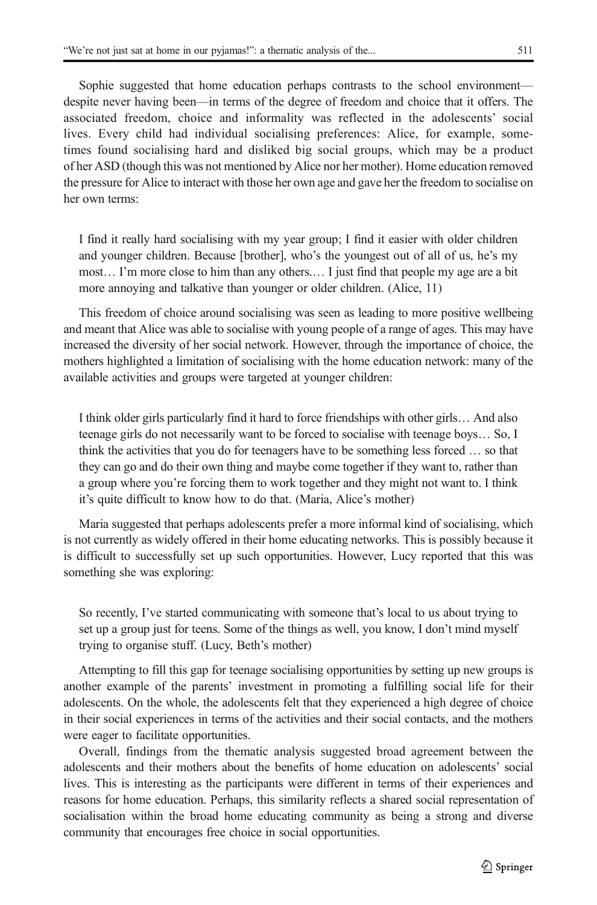Sophie suggested that home education perhaps contrasts to the school environment—despite never having been—in terms of the degree of freedom and choice that it offers. The associated freedom, choice and informality was reflected in the adolescents' social lives. Every child had individual socialising preferences: Alice, for example, sometimes found socialising hard and disliked big social groups, which may be a product of her ASD (though this was not mentioned by Alice nor her mother). Home education removed the pressure for Alice to interact with those her own age and gave her the freedom to socialise on her own terms:

> I find it really hard socialising with my year group; I find it easier with older children and younger children. Because [brother], who's the youngest out of all of us, he's my most… I'm more close to him than any others.… I just find that people my age are a bit more annoying and talkative than younger or older children. (Alice, 11)

This freedom of choice around socialising was seen as leading to more positive wellbeing and meant that Alice was able to socialise with young people of a range of ages. This may have increased the diversity of her social network. However, through the importance of choice, the mothers highlighted a limitation of socialising with the home education network: many of the available activities and groups were targeted at younger children:

> I think older girls particularly find it hard to force friendships with other girls… And also teenage girls do not necessarily want to be forced to socialise with teenage boys… So, I think the activities that you do for teenagers have to be something less forced … so that they can go and do their own thing and maybe come together if they want to, rather than a group where you're forcing them to work together and they might not want to. I think it's quite difficult to know how to do that. (Maria, Alice's mother)

Maria suggested that perhaps adolescents prefer a more informal kind of socialising, which is not currently as widely offered in their home educating networks. This is possibly because it is difficult to successfully set up such opportunities. However, Lucy reported that this was something she was exploring:

> So recently, I've started communicating with someone that's local to us about trying to set up a group just for teens. Some of the things as well, you know, I don't mind myself trying to organise stuff. (Lucy, Beth's mother)

Attempting to fill this gap for teenage socialising opportunities by setting up new groups is another example of the parents' investment in promoting a fulfilling social life for their adolescents. On the whole, the adolescents felt that they experienced a high degree of choice in their social experiences in terms of the activities and their social contacts, and the mothers were eager to facilitate opportunities.

Overall, findings from the thematic analysis suggested broad agreement between the adolescents and their mothers about the benefits of home education on adolescents' social lives. This is interesting as the participants were different in terms of their experiences and reasons for home education. Perhaps, this similarity reflects a shared social representation of socialisation within the broad home educating community as being a strong and diverse community that encourages free choice in social opportunities.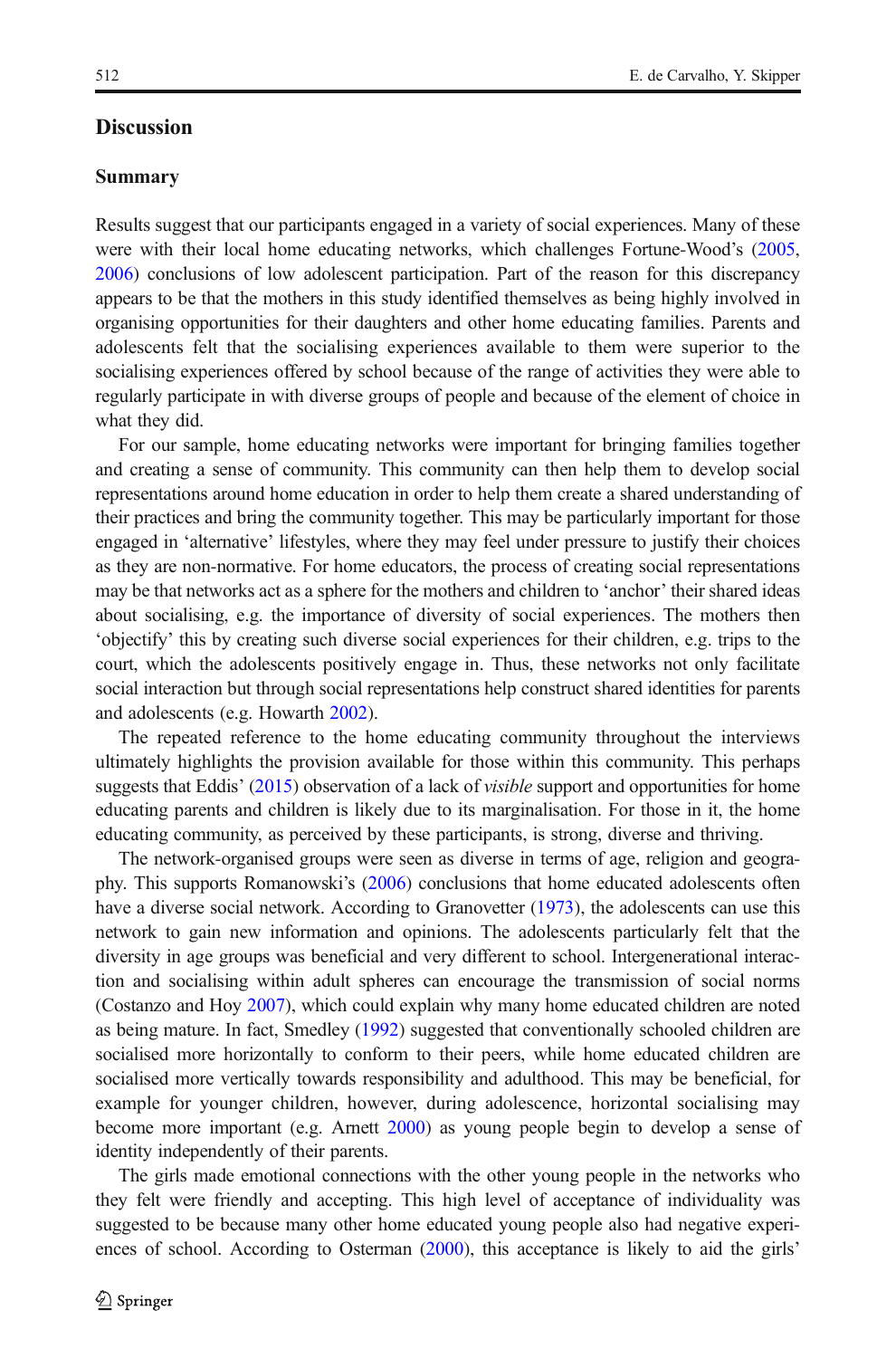## Discussion

### Summary

Results suggest that our participants engaged in a variety of social experiences. Many of these were with their local home educating networks, which challenges Fortune-Wood's (2005, 2006) conclusions of low adolescent participation. Part of the reason for this discrepancy appears to be that the mothers in this study identified themselves as being highly involved in organising opportunities for their daughters and other home educating families. Parents and adolescents felt that the socialising experiences available to them were superior to the socialising experiences offered by school because of the range of activities they were able to regularly participate in with diverse groups of people and because of the element of choice in what they did.

For our sample, home educating networks were important for bringing families together and creating a sense of community. This community can then help them to develop social representations around home education in order to help them create a shared understanding of their practices and bring the community together. This may be particularly important for those engaged in 'alternative' lifestyles, where they may feel under pressure to justify their choices as they are non-normative. For home educators, the process of creating social representations may be that networks act as a sphere for the mothers and children to 'anchor' their shared ideas about socialising, e.g. the importance of diversity of social experiences. The mothers then 'objectify' this by creating such diverse social experiences for their children, e.g. trips to the court, which the adolescents positively engage in. Thus, these networks not only facilitate social interaction but through social representations help construct shared identities for parents and adolescents (e.g. Howarth 2002).

The repeated reference to the home educating community throughout the interviews ultimately highlights the provision available for those within this community. This perhaps suggests that Eddis' (2015) observation of a lack of *visible* support and opportunities for home educating parents and children is likely due to its marginalisation. For those in it, the home educating community, as perceived by these participants, is strong, diverse and thriving.

The network-organised groups were seen as diverse in terms of age, religion and geography. This supports Romanowski's (2006) conclusions that home educated adolescents often have a diverse social network. According to Granovetter (1973), the adolescents can use this network to gain new information and opinions. The adolescents particularly felt that the diversity in age groups was beneficial and very different to school. Intergenerational interaction and socialising within adult spheres can encourage the transmission of social norms (Costanzo and Hoy 2007), which could explain why many home educated children are noted as being mature. In fact, Smedley (1992) suggested that conventionally schooled children are socialised more horizontally to conform to their peers, while home educated children are socialised more vertically towards responsibility and adulthood. This may be beneficial, for example for younger children, however, during adolescence, horizontal socialising may become more important (e.g. Arnett 2000) as young people begin to develop a sense of identity independently of their parents.

The girls made emotional connections with the other young people in the networks who they felt were friendly and accepting. This high level of acceptance of individuality was suggested to be because many other home educated young people also had negative experiences of school. According to Osterman (2000), this acceptance is likely to aid the girls'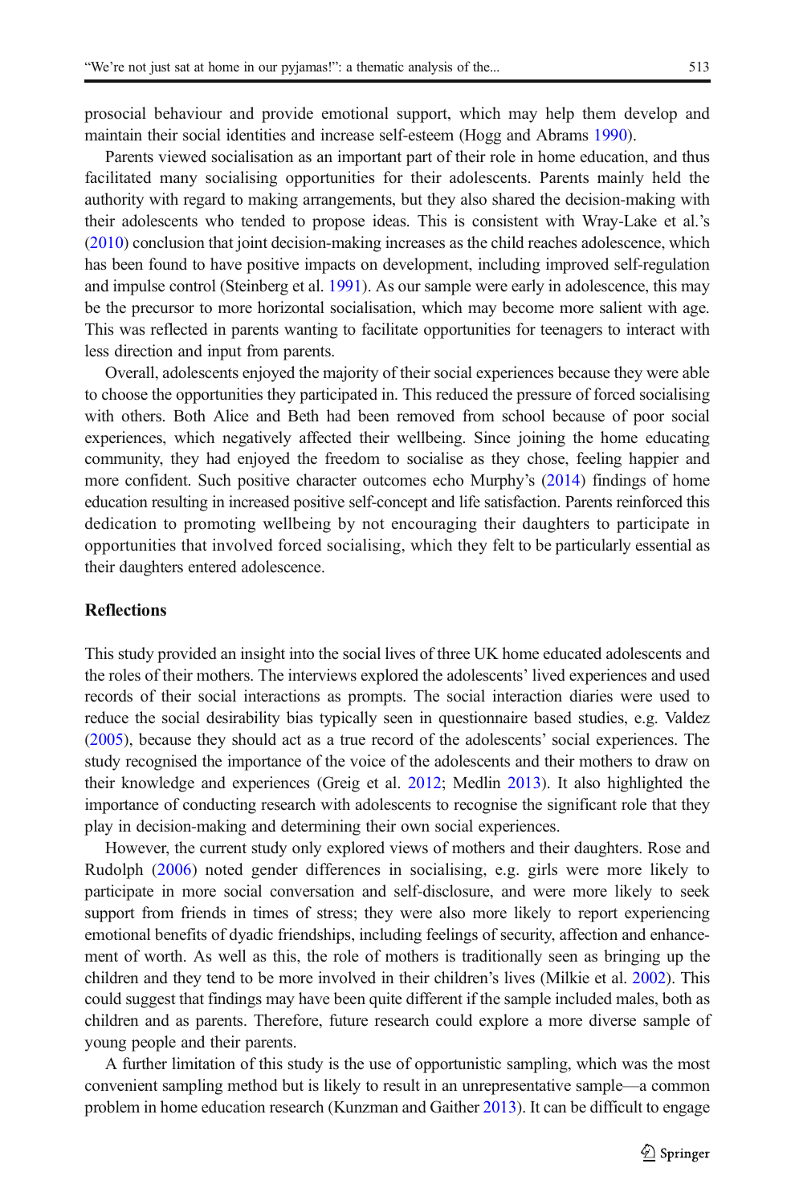prosocial behaviour and provide emotional support, which may help them develop and maintain their social identities and increase self-esteem (Hogg and Abrams 1990).

Parents viewed socialisation as an important part of their role in home education, and thus facilitated many socialising opportunities for their adolescents. Parents mainly held the authority with regard to making arrangements, but they also shared the decision-making with their adolescents who tended to propose ideas. This is consistent with Wray-Lake et al.'s (2010) conclusion that joint decision-making increases as the child reaches adolescence, which has been found to have positive impacts on development, including improved self-regulation and impulse control (Steinberg et al. 1991). As our sample were early in adolescence, this may be the precursor to more horizontal socialisation, which may become more salient with age. This was reflected in parents wanting to facilitate opportunities for teenagers to interact with less direction and input from parents.

Overall, adolescents enjoyed the majority of their social experiences because they were able to choose the opportunities they participated in. This reduced the pressure of forced socialising with others. Both Alice and Beth had been removed from school because of poor social experiences, which negatively affected their wellbeing. Since joining the home educating community, they had enjoyed the freedom to socialise as they chose, feeling happier and more confident. Such positive character outcomes echo Murphy's (2014) findings of home education resulting in increased positive self-concept and life satisfaction. Parents reinforced this dedication to promoting wellbeing by not encouraging their daughters to participate in opportunities that involved forced socialising, which they felt to be particularly essential as their daughters entered adolescence.

## Reflections

This study provided an insight into the social lives of three UK home educated adolescents and the roles of their mothers. The interviews explored the adolescents' lived experiences and used records of their social interactions as prompts. The social interaction diaries were used to reduce the social desirability bias typically seen in questionnaire based studies, e.g. Valdez (2005), because they should act as a true record of the adolescents' social experiences. The study recognised the importance of the voice of the adolescents and their mothers to draw on their knowledge and experiences (Greig et al. 2012; Medlin 2013). It also highlighted the importance of conducting research with adolescents to recognise the significant role that they play in decision-making and determining their own social experiences.

However, the current study only explored views of mothers and their daughters. Rose and Rudolph (2006) noted gender differences in socialising, e.g. girls were more likely to participate in more social conversation and self-disclosure, and were more likely to seek support from friends in times of stress; they were also more likely to report experiencing emotional benefits of dyadic friendships, including feelings of security, affection and enhancement of worth. As well as this, the role of mothers is traditionally seen as bringing up the children and they tend to be more involved in their children's lives (Milkie et al. 2002). This could suggest that findings may have been quite different if the sample included males, both as children and as parents. Therefore, future research could explore a more diverse sample of young people and their parents.

A further limitation of this study is the use of opportunistic sampling, which was the most convenient sampling method but is likely to result in an unrepresentative sample—a common problem in home education research (Kunzman and Gaither 2013). It can be difficult to engage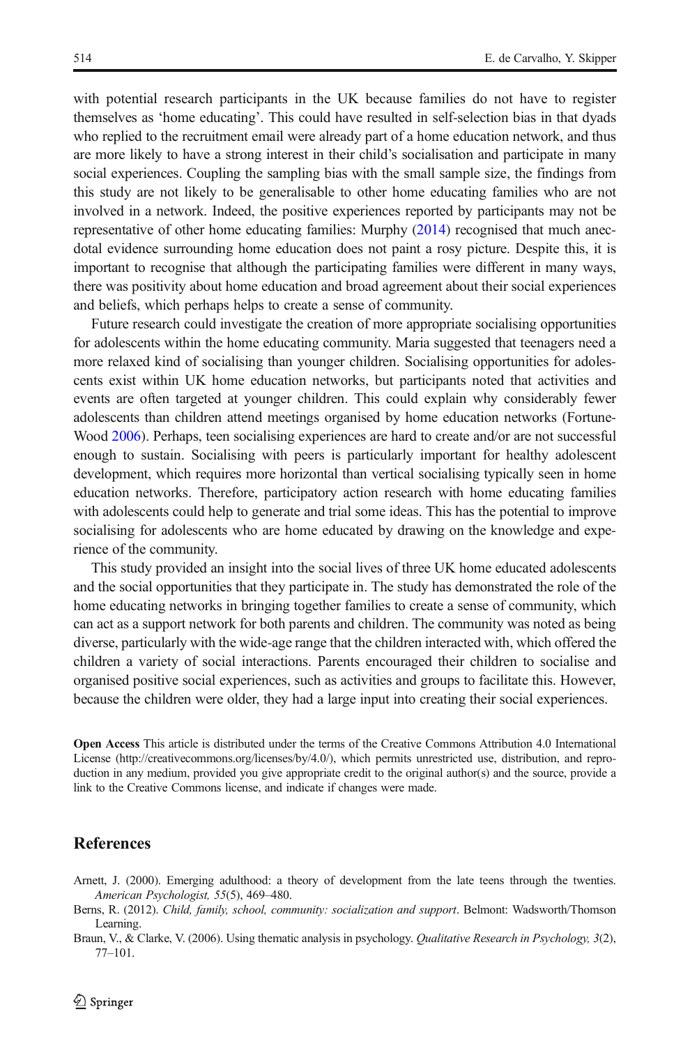with potential research participants in the UK because families do not have to register themselves as 'home educating'. This could have resulted in self-selection bias in that dyads who replied to the recruitment email were already part of a home education network, and thus are more likely to have a strong interest in their child's socialisation and participate in many social experiences. Coupling the sampling bias with the small sample size, the findings from this study are not likely to be generalisable to other home educating families who are not involved in a network. Indeed, the positive experiences reported by participants may not be representative of other home educating families: Murphy (2014) recognised that much anecdotal evidence surrounding home education does not paint a rosy picture. Despite this, it is important to recognise that although the participating families were different in many ways, there was positivity about home education and broad agreement about their social experiences and beliefs, which perhaps helps to create a sense of community.

Future research could investigate the creation of more appropriate socialising opportunities for adolescents within the home educating community. Maria suggested that teenagers need a more relaxed kind of socialising than younger children. Socialising opportunities for adolescents exist within UK home education networks, but participants noted that activities and events are often targeted at younger children. This could explain why considerably fewer adolescents than children attend meetings organised by home education networks (Fortune-Wood 2006). Perhaps, teen socialising experiences are hard to create and/or are not successful enough to sustain. Socialising with peers is particularly important for healthy adolescent development, which requires more horizontal than vertical socialising typically seen in home education networks. Therefore, participatory action research with home educating families with adolescents could help to generate and trial some ideas. This has the potential to improve socialising for adolescents who are home educated by drawing on the knowledge and experience of the community.

This study provided an insight into the social lives of three UK home educated adolescents and the social opportunities that they participate in. The study has demonstrated the role of the home educating networks in bringing together families to create a sense of community, which can act as a support network for both parents and children. The community was noted as being diverse, particularly with the wide-age range that the children interacted with, which offered the children a variety of social interactions. Parents encouraged their children to socialise and organised positive social experiences, such as activities and groups to facilitate this. However, because the children were older, they had a large input into creating their social experiences.

**Open Access** This article is distributed under the terms of the Creative Commons Attribution 4.0 International License (http://creativecommons.org/licenses/by/4.0/), which permits unrestricted use, distribution, and reproduction in any medium, provided you give appropriate credit to the original author(s) and the source, provide a link to the Creative Commons license, and indicate if changes were made.

## References

Arnett, J. (2000). Emerging adulthood: a theory of development from the late teens through the twenties. *American Psychologist, 55*(5), 469–480.

Berns, R. (2012). *Child, family, school, community: socialization and support*. Belmont: Wadsworth/Thomson Learning.

Braun, V., & Clarke, V. (2006). Using thematic analysis in psychology. *Qualitative Research in Psychology, 3*(2), 77–101.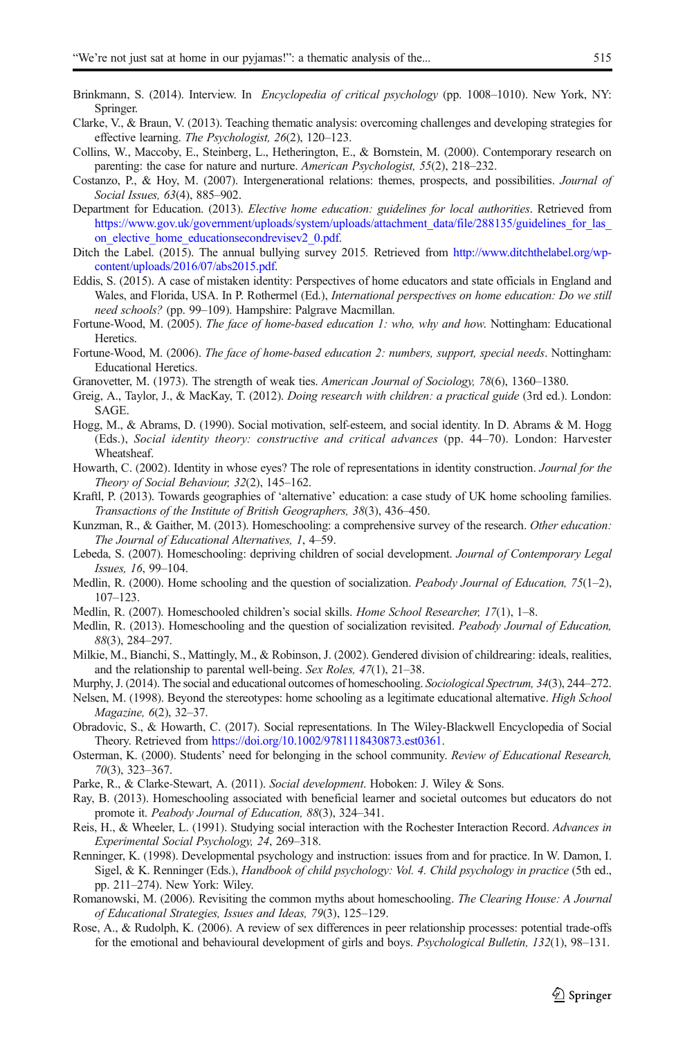Brinkmann, S. (2014). Interview. In *Encyclopedia of critical psychology* (pp. 1008–1010). New York, NY: Springer.

Clarke, V., & Braun, V. (2013). Teaching thematic analysis: overcoming challenges and developing strategies for effective learning. *The Psychologist, 26*(2), 120–123.

Collins, W., Maccoby, E., Steinberg, L., Hetherington, E., & Bornstein, M. (2000). Contemporary research on parenting: the case for nature and nurture. *American Psychologist, 55*(2), 218–232.

Costanzo, P., & Hoy, M. (2007). Intergenerational relations: themes, prospects, and possibilities. *Journal of Social Issues, 63*(4), 885–902.

Department for Education. (2013). *Elective home education: guidelines for local authorities*. Retrieved from https://www.gov.uk/government/uploads/system/uploads/attachment_data/file/288135/guidelines_for_las_on_elective_home_educationsecondrevisev2_0.pdf.

Ditch the Label. (2015). The annual bullying survey 2015. Retrieved from http://www.ditchthelabel.org/wp-content/uploads/2016/07/abs2015.pdf.

Eddis, S. (2015). A case of mistaken identity: Perspectives of home educators and state officials in England and Wales, and Florida, USA. In P. Rothermel (Ed.), *International perspectives on home education: Do we still need schools?* (pp. 99–109). Hampshire: Palgrave Macmillan.

Fortune-Wood, M. (2005). *The face of home-based education 1: who, why and how*. Nottingham: Educational Heretics.

Fortune-Wood, M. (2006). *The face of home-based education 2: numbers, support, special needs*. Nottingham: Educational Heretics.

Granovetter, M. (1973). The strength of weak ties. *American Journal of Sociology, 78*(6), 1360–1380.

Greig, A., Taylor, J., & MacKay, T. (2012). *Doing research with children: a practical guide* (3rd ed.). London: SAGE.

Hogg, M., & Abrams, D. (1990). Social motivation, self-esteem, and social identity. In D. Abrams & M. Hogg (Eds.), *Social identity theory: constructive and critical advances* (pp. 44–70). London: Harvester Wheatsheaf.

Howarth, C. (2002). Identity in whose eyes? The role of representations in identity construction. *Journal for the Theory of Social Behaviour, 32*(2), 145–162.

Kraftl, P. (2013). Towards geographies of 'alternative' education: a case study of UK home schooling families. *Transactions of the Institute of British Geographers, 38*(3), 436–450.

Kunzman, R., & Gaither, M. (2013). Homeschooling: a comprehensive survey of the research. *Other education: The Journal of Educational Alternatives, 1*, 4–59.

Lebeda, S. (2007). Homeschooling: depriving children of social development. *Journal of Contemporary Legal Issues, 16*, 99–104.

Medlin, R. (2000). Home schooling and the question of socialization. *Peabody Journal of Education, 75*(1–2), 107–123.

Medlin, R. (2007). Homeschooled children's social skills. *Home School Researcher, 17*(1), 1–8.

Medlin, R. (2013). Homeschooling and the question of socialization revisited. *Peabody Journal of Education, 88*(3), 284–297.

Milkie, M., Bianchi, S., Mattingly, M., & Robinson, J. (2002). Gendered division of childrearing: ideals, realities, and the relationship to parental well-being. *Sex Roles, 47*(1), 21–38.

Murphy, J. (2014). The social and educational outcomes of homeschooling. *Sociological Spectrum, 34*(3), 244–272.

Nelsen, M. (1998). Beyond the stereotypes: home schooling as a legitimate educational alternative. *High School Magazine, 6*(2), 32–37.

Obradovic, S., & Howarth, C. (2017). Social representations. In The Wiley-Blackwell Encyclopedia of Social Theory. Retrieved from https://doi.org/10.1002/9781118430873.est0361.

Osterman, K. (2000). Students' need for belonging in the school community. *Review of Educational Research, 70*(3), 323–367.

Parke, R., & Clarke-Stewart, A. (2011). *Social development*. Hoboken: J. Wiley & Sons.

Ray, B. (2013). Homeschooling associated with beneficial learner and societal outcomes but educators do not promote it. *Peabody Journal of Education, 88*(3), 324–341.

Reis, H., & Wheeler, L. (1991). Studying social interaction with the Rochester Interaction Record. *Advances in Experimental Social Psychology, 24*, 269–318.

Renninger, K. (1998). Developmental psychology and instruction: issues from and for practice. In W. Damon, I. Sigel, & K. Renninger (Eds.), *Handbook of child psychology: Vol. 4. Child psychology in practice* (5th ed., pp. 211–274). New York: Wiley.

Romanowski, M. (2006). Revisiting the common myths about homeschooling. *The Clearing House: A Journal of Educational Strategies, Issues and Ideas, 79*(3), 125–129.

Rose, A., & Rudolph, K. (2006). A review of sex differences in peer relationship processes: potential trade-offs for the emotional and behavioural development of girls and boys. *Psychological Bulletin, 132*(1), 98–131.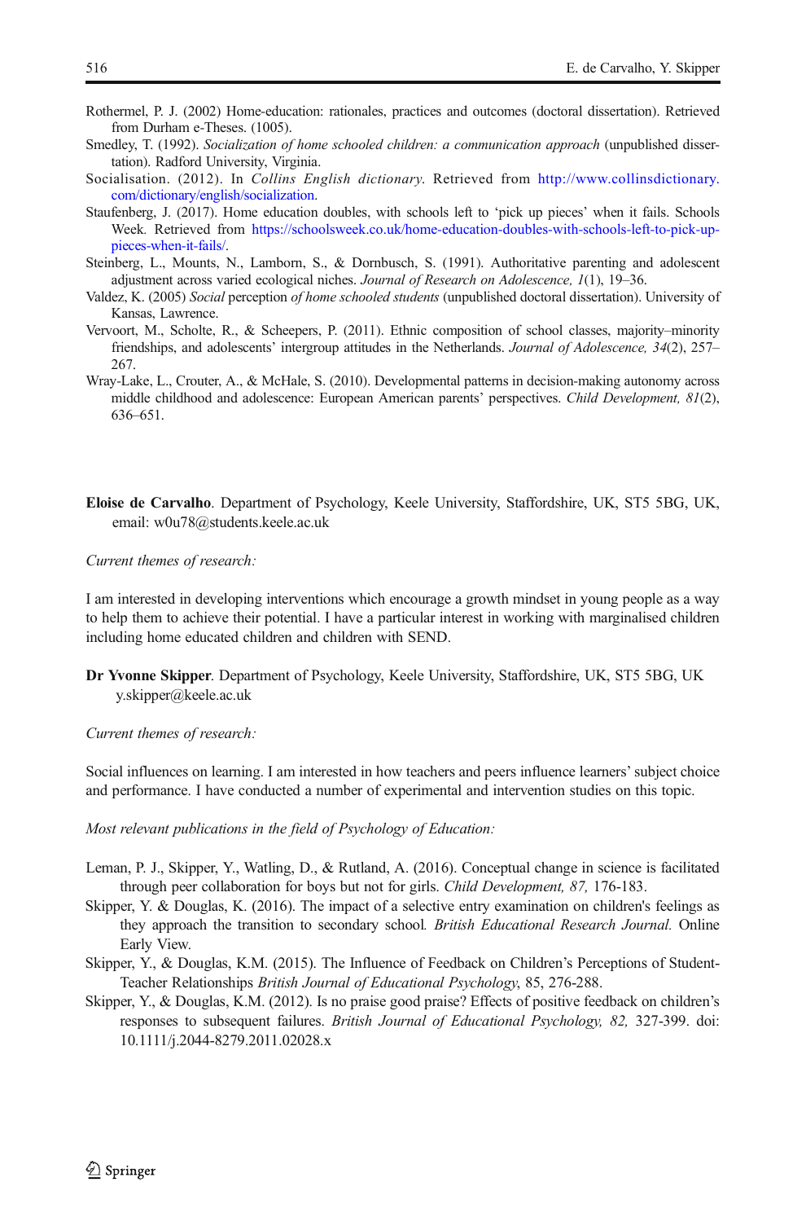Rothermel, P. J. (2002) Home-education: rationales, practices and outcomes (doctoral dissertation). Retrieved from Durham e-Theses. (1005).

Smedley, T. (1992). *Socialization of home schooled children: a communication approach* (unpublished dissertation). Radford University, Virginia.

Socialisation. (2012). In *Collins English dictionary*. Retrieved from http://www.collinsdictionary.com/dictionary/english/socialization.

Staufenberg, J. (2017). Home education doubles, with schools left to 'pick up pieces' when it fails. Schools Week. Retrieved from https://schoolsweek.co.uk/home-education-doubles-with-schools-left-to-pick-up-pieces-when-it-fails/.

Steinberg, L., Mounts, N., Lamborn, S., & Dornbusch, S. (1991). Authoritative parenting and adolescent adjustment across varied ecological niches. *Journal of Research on Adolescence, 1*(1), 19–36.

Valdez, K. (2005) *Social* perception *of home schooled students* (unpublished doctoral dissertation). University of Kansas, Lawrence.

Vervoort, M., Scholte, R., & Scheepers, P. (2011). Ethnic composition of school classes, majority–minority friendships, and adolescents' intergroup attitudes in the Netherlands. *Journal of Adolescence, 34*(2), 257–267.

Wray-Lake, L., Crouter, A., & McHale, S. (2010). Developmental patterns in decision-making autonomy across middle childhood and adolescence: European American parents' perspectives. *Child Development, 81*(2), 636–651.

**Eloise de Carvalho**. Department of Psychology, Keele University, Staffordshire, UK, ST5 5BG, UK, email: w0u78@students.keele.ac.uk

*Current themes of research:*

I am interested in developing interventions which encourage a growth mindset in young people as a way to help them to achieve their potential. I have a particular interest in working with marginalised children including home educated children and children with SEND.

**Dr Yvonne Skipper**. Department of Psychology, Keele University, Staffordshire, UK, ST5 5BG, UK y.skipper@keele.ac.uk

*Current themes of research:*

Social influences on learning. I am interested in how teachers and peers influence learners' subject choice and performance. I have conducted a number of experimental and intervention studies on this topic.

*Most relevant publications in the field of Psychology of Education:*

Leman, P. J., Skipper, Y., Watling, D., & Rutland, A. (2016). Conceptual change in science is facilitated through peer collaboration for boys but not for girls. *Child Development, 87,* 176-183.

Skipper, Y. & Douglas, K. (2016). The impact of a selective entry examination on children's feelings as they approach the transition to secondary school*. British Educational Research Journal.* Online Early View.

Skipper, Y., & Douglas, K.M. (2015). The Influence of Feedback on Children's Perceptions of Student-Teacher Relationships *British Journal of Educational Psychology*, 85, 276-288.

Skipper, Y., & Douglas, K.M. (2012). Is no praise good praise? Effects of positive feedback on children's responses to subsequent failures. *British Journal of Educational Psychology, 82,* 327-399. doi: 10.1111/j.2044-8279.2011.02028.x